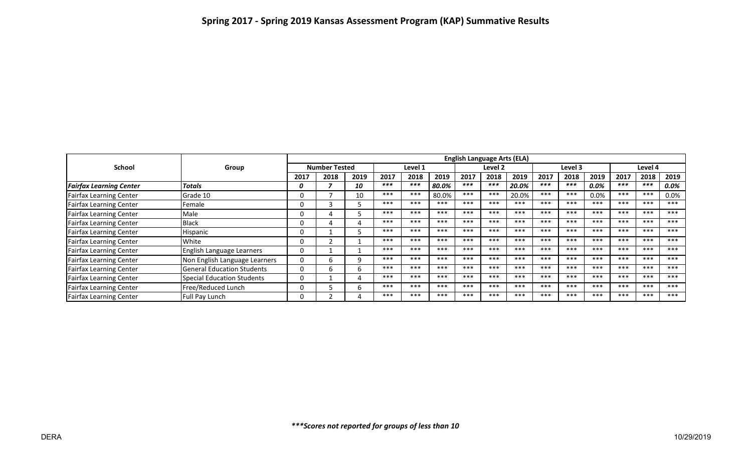# Spring 2017 - Spring 2019 Kansas Assessment Program (KAP) Summative Results

| School | Group | English Language Arts (ELA) | | | | | | | | | | | | | | |
|---|---|---|---|---|---|---|---|---|---|---|---|---|---|---|---|---|
| | | Number Tested | | | Level 1 | | | Level 2 | | | Level 3 | | | Level 4 | | |
| | | 2017 | 2018 | 2019 | 2017 | 2018 | 2019 | 2017 | 2018 | 2019 | 2017 | 2018 | 2019 | 2017 | 2018 | 2019 |
| ***Fairfax Learning Center*** | ***Totals*** | ***0*** | ***7*** | ***10*** | ***\*\*\**** | ***\*\*\**** | ***80.0%*** | ***\*\*\**** | ***\*\*\**** | ***20.0%*** | ***\*\*\**** | ***\*\*\**** | ***0.0%*** | ***\*\*\**** | ***\*\*\**** | ***0.0%*** |
| Fairfax Learning Center | Grade 10 | 0 | 7 | 10 | *** | *** | 80.0% | *** | *** | 20.0% | *** | *** | 0.0% | *** | *** | 0.0% |
| Fairfax Learning Center | Female | 0 | 3 | 5 | *** | *** | *** | *** | *** | *** | *** | *** | *** | *** | *** | *** |
| Fairfax Learning Center | Male | 0 | 4 | 5 | *** | *** | *** | *** | *** | *** | *** | *** | *** | *** | *** | *** |
| Fairfax Learning Center | Black | 0 | 4 | 4 | *** | *** | *** | *** | *** | *** | *** | *** | *** | *** | *** | *** |
| Fairfax Learning Center | Hispanic | 0 | 1 | 5 | *** | *** | *** | *** | *** | *** | *** | *** | *** | *** | *** | *** |
| Fairfax Learning Center | White | 0 | 2 | 1 | *** | *** | *** | *** | *** | *** | *** | *** | *** | *** | *** | *** |
| Fairfax Learning Center | English Language Learners | 0 | 1 | 1 | *** | *** | *** | *** | *** | *** | *** | *** | *** | *** | *** | *** |
| Fairfax Learning Center | Non English Language Learners | 0 | 6 | 9 | *** | *** | *** | *** | *** | *** | *** | *** | *** | *** | *** | *** |
| Fairfax Learning Center | General Education Students | 0 | 6 | 6 | *** | *** | *** | *** | *** | *** | *** | *** | *** | *** | *** | *** |
| Fairfax Learning Center | Special Education Students | 0 | 1 | 4 | *** | *** | *** | *** | *** | *** | *** | *** | *** | *** | *** | *** |
| Fairfax Learning Center | Free/Reduced Lunch | 0 | 5 | 6 | *** | *** | *** | *** | *** | *** | *** | *** | *** | *** | *** | *** |
| Fairfax Learning Center | Full Pay Lunch | 0 | 2 | 4 | *** | *** | *** | *** | *** | *** | *** | *** | *** | *** | *** | *** |

****Scores not reported for groups of less than 10*

DERA

10/29/2019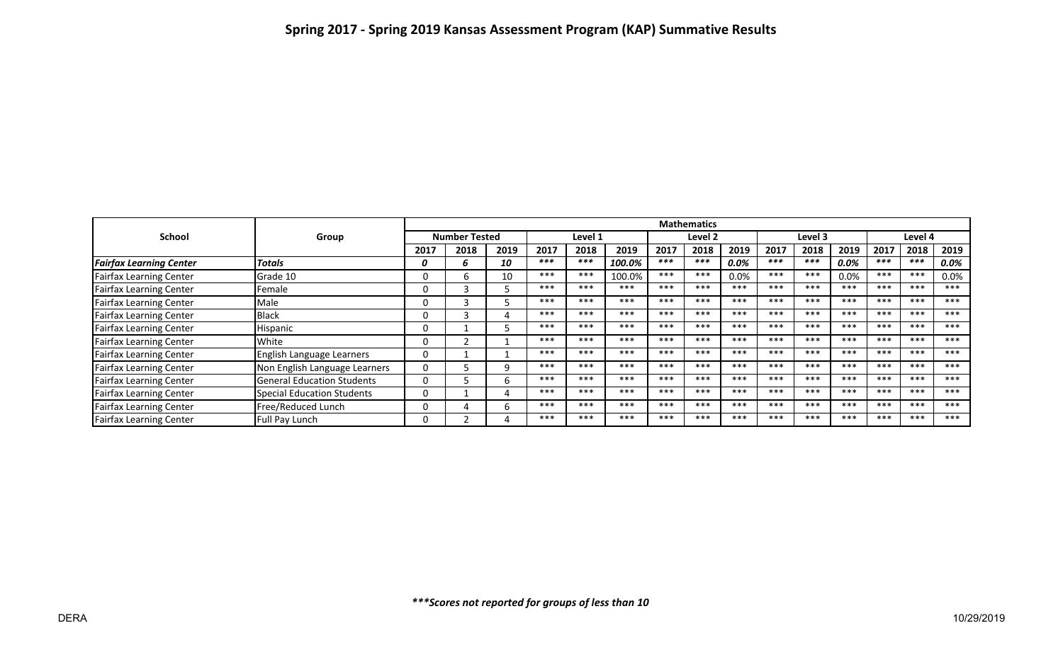## Spring 2017 - Spring 2019 Kansas Assessment Program (KAP) Summative Results

| School | Group | Mathematics | | | | | | | | | | | | | | |
|---|---|---|---|---|---|---|---|---|---|---|---|---|---|---|---|---|
| | | Number Tested | | | Level 1 | | | Level 2 | | | Level 3 | | | Level 4 | | |
| | | 2017 | 2018 | 2019 | 2017 | 2018 | 2019 | 2017 | 2018 | 2019 | 2017 | 2018 | 2019 | 2017 | 2018 | 2019 |
| ***Fairfax Learning Center*** | ***Totals*** | ***0*** | ***6*** | ***10*** | ****** | ****** | ***100.0%*** | ****** | ****** | ***0.0%*** | ****** | ****** | ***0.0%*** | ****** | ****** | ***0.0%*** |
| Fairfax Learning Center | Grade 10 | 0 | 6 | 10 | *** | *** | 100.0% | *** | *** | 0.0% | *** | *** | 0.0% | *** | *** | 0.0% |
| Fairfax Learning Center | Female | 0 | 3 | 5 | *** | *** | *** | *** | *** | *** | *** | *** | *** | *** | *** | *** |
| Fairfax Learning Center | Male | 0 | 3 | 5 | *** | *** | *** | *** | *** | *** | *** | *** | *** | *** | *** | *** |
| Fairfax Learning Center | Black | 0 | 3 | 4 | *** | *** | *** | *** | *** | *** | *** | *** | *** | *** | *** | *** |
| Fairfax Learning Center | Hispanic | 0 | 1 | 5 | *** | *** | *** | *** | *** | *** | *** | *** | *** | *** | *** | *** |
| Fairfax Learning Center | White | 0 | 2 | 1 | *** | *** | *** | *** | *** | *** | *** | *** | *** | *** | *** | *** |
| Fairfax Learning Center | English Language Learners | 0 | 1 | 1 | *** | *** | *** | *** | *** | *** | *** | *** | *** | *** | *** | *** |
| Fairfax Learning Center | Non English Language Learners | 0 | 5 | 9 | *** | *** | *** | *** | *** | *** | *** | *** | *** | *** | *** | *** |
| Fairfax Learning Center | General Education Students | 0 | 5 | 6 | *** | *** | *** | *** | *** | *** | *** | *** | *** | *** | *** | *** |
| Fairfax Learning Center | Special Education Students | 0 | 1 | 4 | *** | *** | *** | *** | *** | *** | *** | *** | *** | *** | *** | *** |
| Fairfax Learning Center | Free/Reduced Lunch | 0 | 4 | 6 | *** | *** | *** | *** | *** | *** | *** | *** | *** | *** | *** | *** |
| Fairfax Learning Center | Full Pay Lunch | 0 | 2 | 4 | *** | *** | *** | *** | *** | *** | *** | *** | *** | *** | *** | *** |

****\*Scores not reported for groups of less than 10***

DERA

10/29/2019